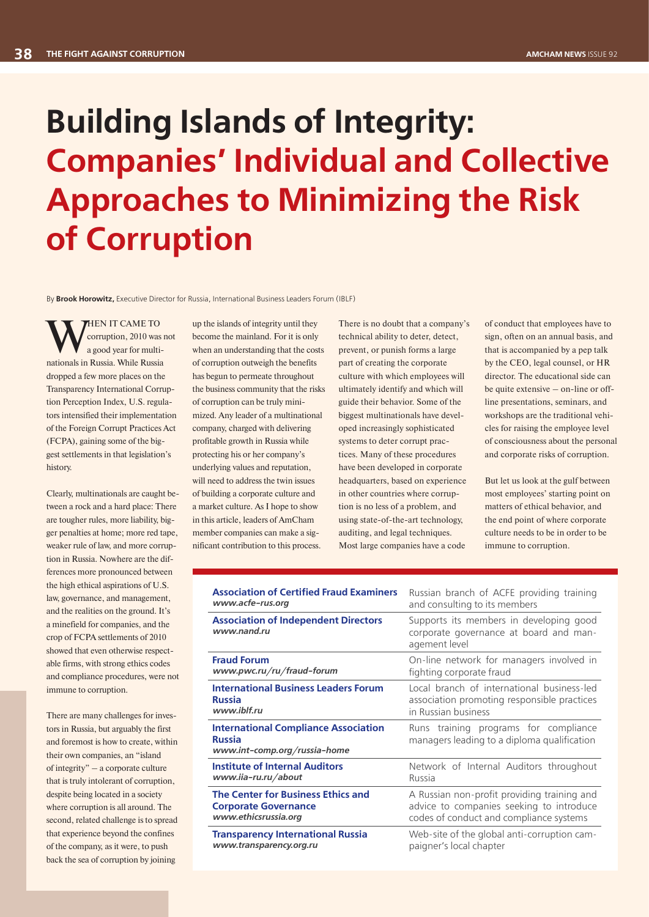# Building Islands of Integrity: Companies' Individual and Collective Approaches to Minimizing the Risk of Corruption

By **Brook Horowitz,** Executive Director for Russia, International Business Leaders Forum (IBLF)

When it came to corruption, 2010 was not a good year for multinationals in Russia. While Russia dropped a few more places on the Transparency International Corruption Perception Index, U.S. regulators intensified their implementation of the Foreign Corrupt Practices Act (FCPA), gaining some of the biggest settlements in that legislation's history.

Clearly, multinationals are caught between a rock and a hard place: There are tougher rules, more liability, bigger penalties at home; more red tape, weaker rule of law, and more corruption in Russia. Nowhere are the differences more pronounced between the high ethical aspirations of U.S. law, governance, and management, and the realities on the ground. It's a minefield for companies, and the crop of FCPA settlements of 2010 showed that even otherwise respectable firms, with strong ethics codes and compliance procedures, were not immune to corruption.

There are many challenges for investors in Russia, but arguably the first and foremost is how to create, within their own companies, an "island of integrity" – a corporate culture that is truly intolerant of corruption, despite being located in a society where corruption is all around. The second, related challenge is to spread that experience beyond the confines of the company, as it were, to push back the sea of corruption by joining up the islands of integrity until they become the mainland. For it is only when an understanding that the costs of corruption outweigh the benefits has begun to permeate throughout the business community that the risks of corruption can be truly minimized. Any leader of a multinational company, charged with delivering profitable growth in Russia while protecting his or her company's underlying values and reputation, will need to address the twin issues of building a corporate culture and a market culture. As I hope to show in this article, leaders of AmCham member companies can make a significant contribution to this process.

There is no doubt that a company's technical ability to deter, detect, prevent, or punish forms a large part of creating the corporate culture with which employees will ultimately identify and which will guide their behavior. Some of the biggest multinationals have developed increasingly sophisticated systems to deter corrupt practices. Many of these procedures have been developed in corporate headquarters, based on experience in other countries where corruption is no less of a problem, and using state-of-the-art technology, auditing, and legal techniques. Most large companies have a code of conduct that employees have to sign, often on an annual basis, and that is accompanied by a pep talk by the CEO, legal counsel, or HR director. The educational side can be quite extensive – on-line or off-line presentations, seminars, and workshops are the traditional vehicles for raising the employee level of consciousness about the personal and corporate risks of corruption.

But let us look at the gulf between most employees' starting point on matters of ethical behavior, and the end point of where corporate culture needs to be in order to be immune to corruption.

| Organization | Description |
|---|---|
| **Association of Certified Fraud Examiners** *www.acfe-rus.org* | Russian branch of ACFE providing training and consulting to its members |
| **Association of Independent Directors** *www.nand.ru* | Supports its members in developing good corporate governance at board and management level |
| **Fraud Forum** *www.pwc.ru/ru/fraud-forum* | On-line network for managers involved in fighting corporate fraud |
| **International Business Leaders Forum Russia** *www.iblf.ru* | Local branch of international business-led association promoting responsible practices in Russian business |
| **International Compliance Association Russia** *www.int-comp.org/russia-home* | Runs training programs for compliance managers leading to a diploma qualification |
| **Institute of Internal Auditors** *www.iia-ru.ru/about* | Network of Internal Auditors throughout Russia |
| **The Center for Business Ethics and Corporate Governance** *www.ethicsrussia.org* | A Russian non-profit providing training and advice to companies seeking to introduce codes of conduct and compliance systems |
| **Transparency International Russia** *www.transparency.org.ru* | Web-site of the global anti-corruption campaigner's local chapter |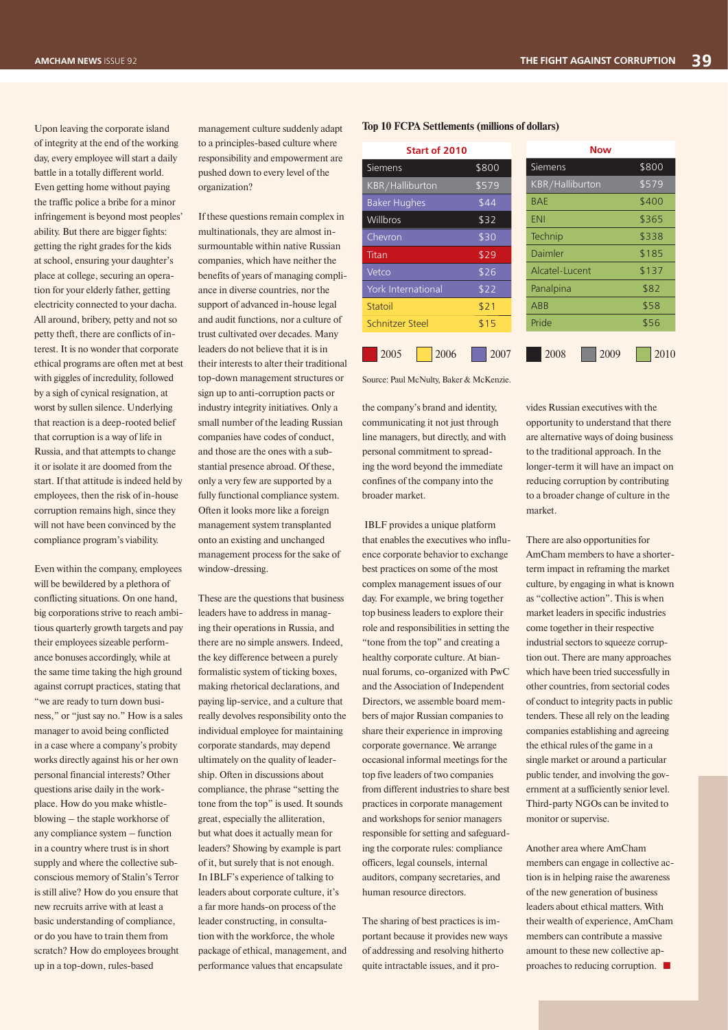Upon leaving the corporate island of integrity at the end of the working day, every employee will start a daily battle in a totally different world. Even getting home without paying the traffic police a bribe for a minor infringement is beyond most peoples' ability. But there are bigger fights: getting the right grades for the kids at school, ensuring your daughter's place at college, securing an operation for your elderly father, getting electricity connected to your dacha. All around, bribery, petty and not so petty theft, there are conflicts of interest. It is no wonder that corporate ethical programs are often met at best with giggles of incredulity, followed by a sigh of cynical resignation, at worst by sullen silence. Underlying that reaction is a deep-rooted belief that corruption is a way of life in Russia, and that attempts to change it or isolate it are doomed from the start. If that attitude is indeed held by employees, then the risk of in-house corruption remains high, since they will not have been convinced by the compliance program's viability.

Even within the company, employees will be bewildered by a plethora of conflicting situations. On one hand, big corporations strive to reach ambitious quarterly growth targets and pay their employees sizeable performance bonuses accordingly, while at the same time taking the high ground against corrupt practices, stating that "we are ready to turn down business," or "just say no." How is a sales manager to avoid being conflicted in a case where a company's probity works directly against his or her own personal financial interests? Other questions arise daily in the workplace. How do you make whistle-blowing – the staple workhorse of any compliance system – function in a country where trust is in short supply and where the collective subconscious memory of Stalin's Terror is still alive? How do you ensure that new recruits arrive with at least a basic understanding of compliance, or do you have to train them from scratch? How do employees brought up in a top-down, rules-based management culture suddenly adapt to a principles-based culture where responsibility and empowerment are pushed down to every level of the organization?

If these questions remain complex in multinationals, they are almost insurmountable within native Russian companies, which have neither the benefits of years of managing compliance in diverse countries, nor the support of advanced in-house legal and audit functions, nor a culture of trust cultivated over decades. Many leaders do not believe that it is in their interests to alter their traditional top-down management structures or sign up to anti-corruption pacts or industry integrity initiatives. Only a small number of the leading Russian companies have codes of conduct, and those are the ones with a substantial presence abroad. Of these, only a very few are supported by a fully functional compliance system. Often it looks more like a foreign management system transplanted onto an existing and unchanged management process for the sake of window-dressing.

These are the questions that business leaders have to address in managing their operations in Russia, and there are no simple answers. Indeed, the key difference between a purely formalistic system of ticking boxes, making rhetorical declarations, and paying lip-service, and a culture that really devolves responsibility onto the individual employee for maintaining corporate standards, may depend ultimately on the quality of leadership. Often in discussions about compliance, the phrase "setting the tone from the top" is used. It sounds great, especially the alliteration, but what does it actually mean for leaders? Showing by example is part of it, but surely that is not enough. In IBLF's experience of talking to leaders about corporate culture, it's a far more hands-on process of the leader constructing, in consultation with the workforce, the whole package of ethical, management, and performance values that encapsulate the company's brand and identity, communicating it not just through line managers, but directly, and with personal commitment to spreading the word beyond the immediate confines of the company into the broader market.

**Top 10 FCPA Settlements (millions of dollars)**

| Start of 2010 | | Now | |
|---|---|---|---|
| Siemens | $800 | Siemens | $800 |
| KBR/Halliburton | $579 | KBR/Halliburton | $579 |
| Baker Hughes | $44 | BAE | $400 |
| Willbros | $32 | ENI | $365 |
| Chevron | $30 | Technip | $338 |
| Titan | $29 | Daimler | $185 |
| Vetco | $26 | Alcatel-Lucent | $137 |
| York International | $22 | Panalpina | $82 |
| Statoil | $21 | ABB | $58 |
| Schnitzer Steel | $15 | Pride | $56 |

Legend: 2005, 2006, 2007, 2008, 2009, 2010

Source: Paul McNulty, Baker & McKenzie.

IBLF provides a unique platform that enables the executives who influence corporate behavior to exchange best practices on some of the most complex management issues of our day. For example, we bring together top business leaders to explore their role and responsibilities in setting the "tone from the top" and creating a healthy corporate culture. At biannual forums, co-organized with PwC and the Association of Independent Directors, we assemble board members of major Russian companies to share their experience in improving corporate governance. We arrange occasional informal meetings for the top five leaders of two companies from different industries to share best practices in corporate management and workshops for senior managers responsible for setting and safeguarding the corporate rules: compliance officers, legal counsels, internal auditors, company secretaries, and human resource directors.

The sharing of best practices is important because it provides new ways of addressing and resolving hitherto quite intractable issues, and it provides Russian executives with the opportunity to understand that there are alternative ways of doing business to the traditional approach. In the longer-term it will have an impact on reducing corruption by contributing to a broader change of culture in the market.

There are also opportunities for AmCham members to have a shorter-term impact in reframing the market culture, by engaging in what is known as "collective action". This is when market leaders in specific industries come together in their respective industrial sectors to squeeze corruption out. There are many approaches which have been tried successfully in other countries, from sectorial codes of conduct to integrity pacts in public tenders. These all rely on the leading companies establishing and agreeing the ethical rules of the game in a single market or around a particular public tender, and involving the government at a sufficiently senior level. Third-party NGOs can be invited to monitor or supervise.

Another area where AmCham members can engage in collective action is in helping raise the awareness of the new generation of business leaders about ethical matters. With their wealth of experience, AmCham members can contribute a massive amount to these new collective approaches to reducing corruption. ■